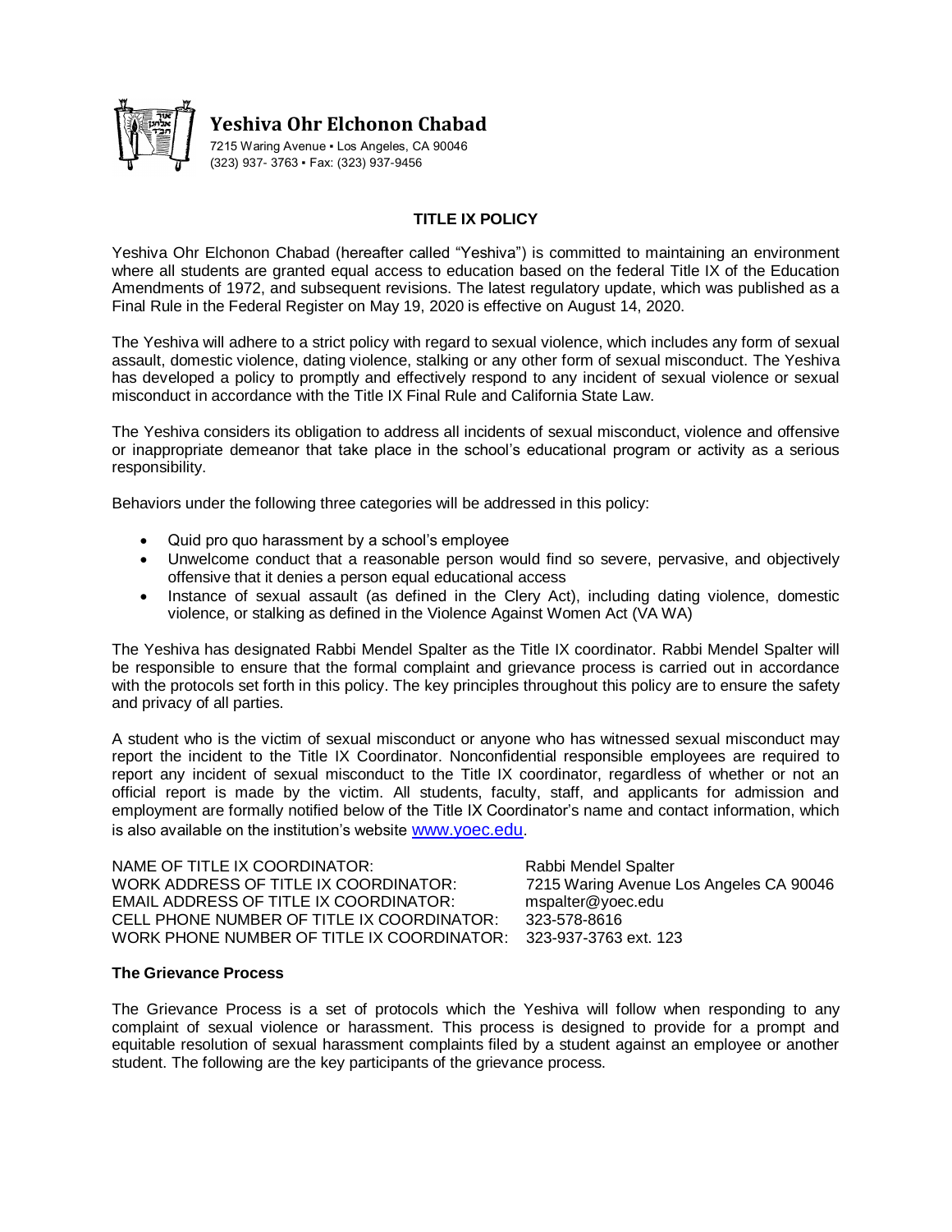**Yeshiva Ohr Elchonon Chabad**

7215 Waring Avenue ▪ Los Angeles, CA 90046
(323) 937- 3763 ▪ Fax: (323) 937-9456

## TITLE IX POLICY

Yeshiva Ohr Elchonon Chabad (hereafter called "Yeshiva") is committed to maintaining an environment where all students are granted equal access to education based on the federal Title IX of the Education Amendments of 1972, and subsequent revisions. The latest regulatory update, which was published as a Final Rule in the Federal Register on May 19, 2020 is effective on August 14, 2020.

The Yeshiva will adhere to a strict policy with regard to sexual violence, which includes any form of sexual assault, domestic violence, dating violence, stalking or any other form of sexual misconduct. The Yeshiva has developed a policy to promptly and effectively respond to any incident of sexual violence or sexual misconduct in accordance with the Title IX Final Rule and California State Law.

The Yeshiva considers its obligation to address all incidents of sexual misconduct, violence and offensive or inappropriate demeanor that take place in the school's educational program or activity as a serious responsibility.

Behaviors under the following three categories will be addressed in this policy:

- Quid pro quo harassment by a school's employee
- Unwelcome conduct that a reasonable person would find so severe, pervasive, and objectively offensive that it denies a person equal educational access
- Instance of sexual assault (as defined in the Clery Act), including dating violence, domestic violence, or stalking as defined in the Violence Against Women Act (VA WA)

The Yeshiva has designated Rabbi Mendel Spalter as the Title IX coordinator. Rabbi Mendel Spalter will be responsible to ensure that the formal complaint and grievance process is carried out in accordance with the protocols set forth in this policy. The key principles throughout this policy are to ensure the safety and privacy of all parties.

A student who is the victim of sexual misconduct or anyone who has witnessed sexual misconduct may report the incident to the Title IX Coordinator. Nonconfidential responsible employees are required to report any incident of sexual misconduct to the Title IX coordinator, regardless of whether or not an official report is made by the victim. All students, faculty, staff, and applicants for admission and employment are formally notified below of the Title IX Coordinator's name and contact information, which is also available on the institution's website www.yoec.edu.

| | |
|---|---|
| NAME OF TITLE IX COORDINATOR: | Rabbi Mendel Spalter |
| WORK ADDRESS OF TITLE IX COORDINATOR: | 7215 Waring Avenue Los Angeles CA 90046 |
| EMAIL ADDRESS OF TITLE IX COORDINATOR: | mspalter@yoec.edu |
| CELL PHONE NUMBER OF TITLE IX COORDINATOR: | 323-578-8616 |
| WORK PHONE NUMBER OF TITLE IX COORDINATOR: | 323-937-3763 ext. 123 |

### The Grievance Process

The Grievance Process is a set of protocols which the Yeshiva will follow when responding to any complaint of sexual violence or harassment. This process is designed to provide for a prompt and equitable resolution of sexual harassment complaints filed by a student against an employee or another student. The following are the key participants of the grievance process.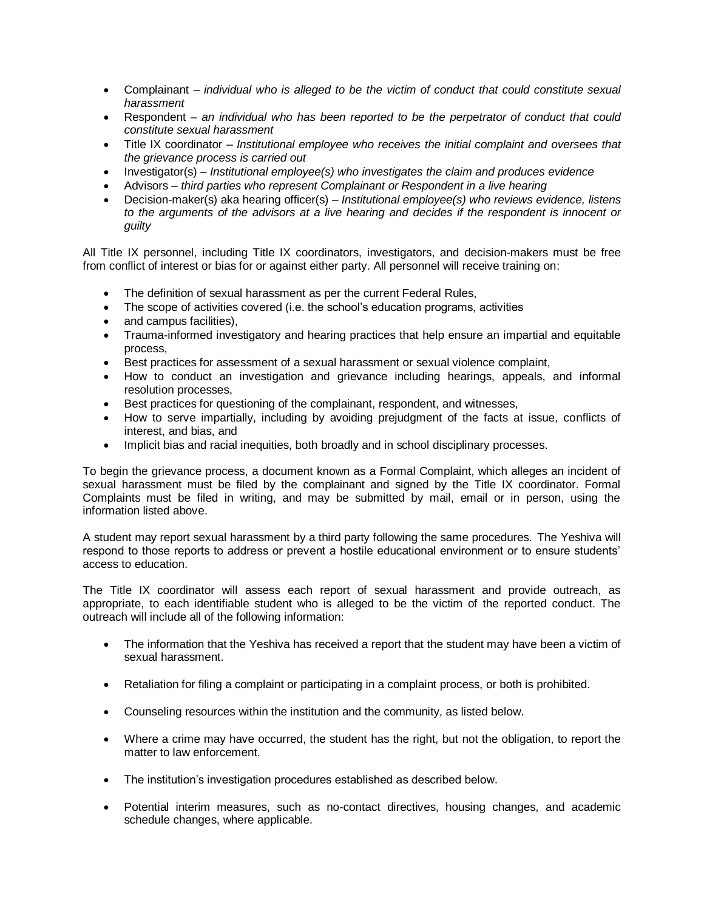- Complainant – *individual who is alleged to be the victim of conduct that could constitute sexual harassment*
- Respondent – *an individual who has been reported to be the perpetrator of conduct that could constitute sexual harassment*
- Title IX coordinator – *Institutional employee who receives the initial complaint and oversees that the grievance process is carried out*
- Investigator(s) – *Institutional employee(s) who investigates the claim and produces evidence*
- Advisors – *third parties who represent Complainant or Respondent in a live hearing*
- Decision-maker(s) aka hearing officer(s) – *Institutional employee(s) who reviews evidence, listens to the arguments of the advisors at a live hearing and decides if the respondent is innocent or guilty*

All Title IX personnel, including Title IX coordinators, investigators, and decision-makers must be free from conflict of interest or bias for or against either party. All personnel will receive training on:

- The definition of sexual harassment as per the current Federal Rules,
- The scope of activities covered (i.e. the school's education programs, activities
- and campus facilities),
- Trauma-informed investigatory and hearing practices that help ensure an impartial and equitable process,
- Best practices for assessment of a sexual harassment or sexual violence complaint,
- How to conduct an investigation and grievance including hearings, appeals, and informal resolution processes,
- Best practices for questioning of the complainant, respondent, and witnesses,
- How to serve impartially, including by avoiding prejudgment of the facts at issue, conflicts of interest, and bias, and
- Implicit bias and racial inequities, both broadly and in school disciplinary processes.

To begin the grievance process, a document known as a Formal Complaint, which alleges an incident of sexual harassment must be filed by the complainant and signed by the Title IX coordinator. Formal Complaints must be filed in writing, and may be submitted by mail, email or in person, using the information listed above.

A student may report sexual harassment by a third party following the same procedures. The Yeshiva will respond to those reports to address or prevent a hostile educational environment or to ensure students' access to education.

The Title IX coordinator will assess each report of sexual harassment and provide outreach, as appropriate, to each identifiable student who is alleged to be the victim of the reported conduct. The outreach will include all of the following information:

- The information that the Yeshiva has received a report that the student may have been a victim of sexual harassment.

- Retaliation for filing a complaint or participating in a complaint process, or both is prohibited.

- Counseling resources within the institution and the community, as listed below.

- Where a crime may have occurred, the student has the right, but not the obligation, to report the matter to law enforcement.

- The institution's investigation procedures established as described below.

- Potential interim measures, such as no-contact directives, housing changes, and academic schedule changes, where applicable.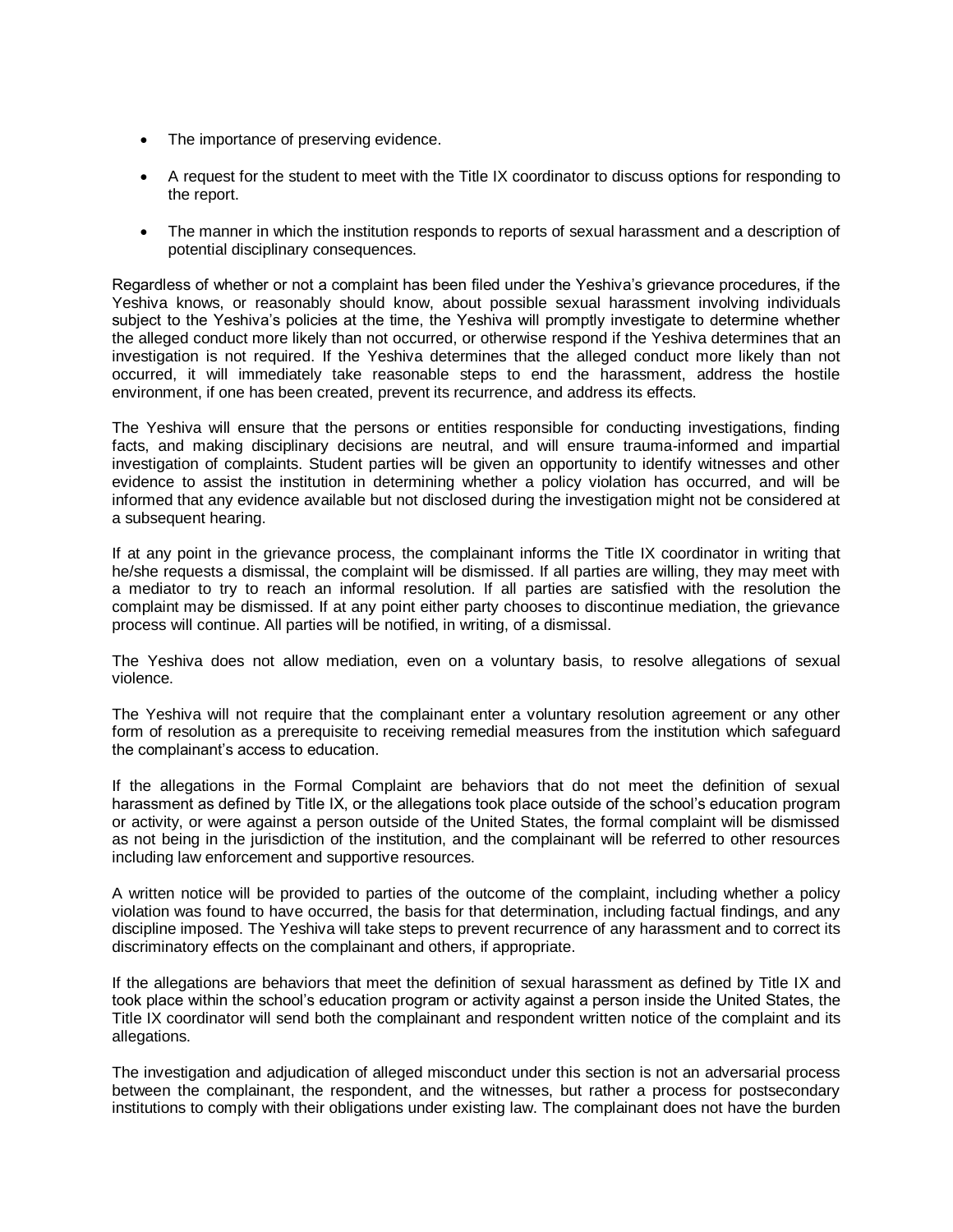- The importance of preserving evidence.

- A request for the student to meet with the Title IX coordinator to discuss options for responding to the report.

- The manner in which the institution responds to reports of sexual harassment and a description of potential disciplinary consequences.

Regardless of whether or not a complaint has been filed under the Yeshiva's grievance procedures, if the Yeshiva knows, or reasonably should know, about possible sexual harassment involving individuals subject to the Yeshiva's policies at the time, the Yeshiva will promptly investigate to determine whether the alleged conduct more likely than not occurred, or otherwise respond if the Yeshiva determines that an investigation is not required. If the Yeshiva determines that the alleged conduct more likely than not occurred, it will immediately take reasonable steps to end the harassment, address the hostile environment, if one has been created, prevent its recurrence, and address its effects.

The Yeshiva will ensure that the persons or entities responsible for conducting investigations, finding facts, and making disciplinary decisions are neutral, and will ensure trauma-informed and impartial investigation of complaints. Student parties will be given an opportunity to identify witnesses and other evidence to assist the institution in determining whether a policy violation has occurred, and will be informed that any evidence available but not disclosed during the investigation might not be considered at a subsequent hearing.

If at any point in the grievance process, the complainant informs the Title IX coordinator in writing that he/she requests a dismissal, the complaint will be dismissed. If all parties are willing, they may meet with a mediator to try to reach an informal resolution. If all parties are satisfied with the resolution the complaint may be dismissed. If at any point either party chooses to discontinue mediation, the grievance process will continue. All parties will be notified, in writing, of a dismissal.

The Yeshiva does not allow mediation, even on a voluntary basis, to resolve allegations of sexual violence.

The Yeshiva will not require that the complainant enter a voluntary resolution agreement or any other form of resolution as a prerequisite to receiving remedial measures from the institution which safeguard the complainant's access to education.

If the allegations in the Formal Complaint are behaviors that do not meet the definition of sexual harassment as defined by Title IX, or the allegations took place outside of the school's education program or activity, or were against a person outside of the United States, the formal complaint will be dismissed as not being in the jurisdiction of the institution, and the complainant will be referred to other resources including law enforcement and supportive resources.

A written notice will be provided to parties of the outcome of the complaint, including whether a policy violation was found to have occurred, the basis for that determination, including factual findings, and any discipline imposed. The Yeshiva will take steps to prevent recurrence of any harassment and to correct its discriminatory effects on the complainant and others, if appropriate.

If the allegations are behaviors that meet the definition of sexual harassment as defined by Title IX and took place within the school's education program or activity against a person inside the United States, the Title IX coordinator will send both the complainant and respondent written notice of the complaint and its allegations.

The investigation and adjudication of alleged misconduct under this section is not an adversarial process between the complainant, the respondent, and the witnesses, but rather a process for postsecondary institutions to comply with their obligations under existing law. The complainant does not have the burden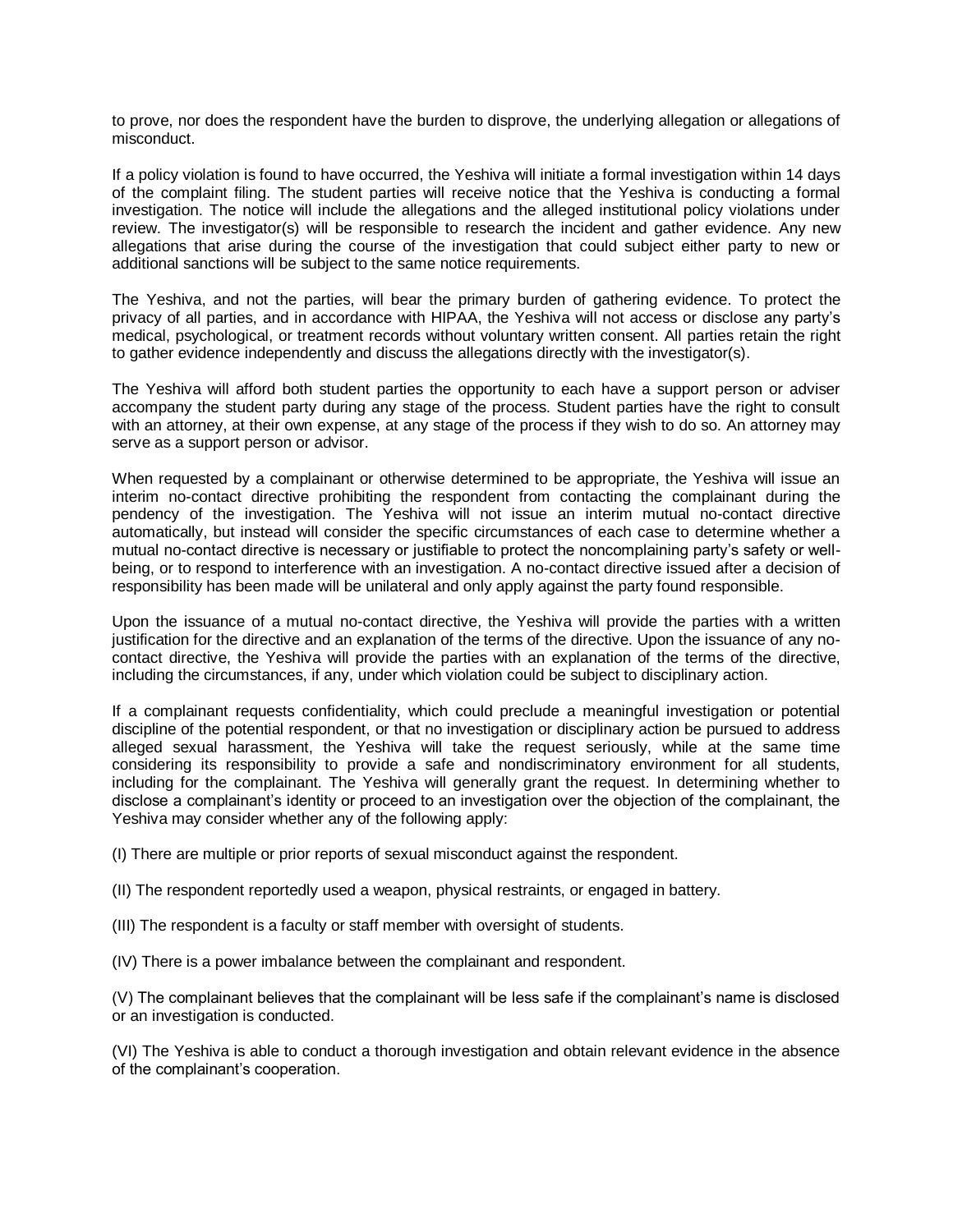to prove, nor does the respondent have the burden to disprove, the underlying allegation or allegations of misconduct.

If a policy violation is found to have occurred, the Yeshiva will initiate a formal investigation within 14 days of the complaint filing. The student parties will receive notice that the Yeshiva is conducting a formal investigation. The notice will include the allegations and the alleged institutional policy violations under review. The investigator(s) will be responsible to research the incident and gather evidence. Any new allegations that arise during the course of the investigation that could subject either party to new or additional sanctions will be subject to the same notice requirements.

The Yeshiva, and not the parties, will bear the primary burden of gathering evidence. To protect the privacy of all parties, and in accordance with HIPAA, the Yeshiva will not access or disclose any party's medical, psychological, or treatment records without voluntary written consent. All parties retain the right to gather evidence independently and discuss the allegations directly with the investigator(s).

The Yeshiva will afford both student parties the opportunity to each have a support person or adviser accompany the student party during any stage of the process. Student parties have the right to consult with an attorney, at their own expense, at any stage of the process if they wish to do so. An attorney may serve as a support person or advisor.

When requested by a complainant or otherwise determined to be appropriate, the Yeshiva will issue an interim no-contact directive prohibiting the respondent from contacting the complainant during the pendency of the investigation. The Yeshiva will not issue an interim mutual no-contact directive automatically, but instead will consider the specific circumstances of each case to determine whether a mutual no-contact directive is necessary or justifiable to protect the noncomplaining party's safety or well-being, or to respond to interference with an investigation. A no-contact directive issued after a decision of responsibility has been made will be unilateral and only apply against the party found responsible.

Upon the issuance of a mutual no-contact directive, the Yeshiva will provide the parties with a written justification for the directive and an explanation of the terms of the directive. Upon the issuance of any no-contact directive, the Yeshiva will provide the parties with an explanation of the terms of the directive, including the circumstances, if any, under which violation could be subject to disciplinary action.

If a complainant requests confidentiality, which could preclude a meaningful investigation or potential discipline of the potential respondent, or that no investigation or disciplinary action be pursued to address alleged sexual harassment, the Yeshiva will take the request seriously, while at the same time considering its responsibility to provide a safe and nondiscriminatory environment for all students, including for the complainant. The Yeshiva will generally grant the request. In determining whether to disclose a complainant's identity or proceed to an investigation over the objection of the complainant, the Yeshiva may consider whether any of the following apply:

(I) There are multiple or prior reports of sexual misconduct against the respondent.

(II) The respondent reportedly used a weapon, physical restraints, or engaged in battery.

(III) The respondent is a faculty or staff member with oversight of students.

(IV) There is a power imbalance between the complainant and respondent.

(V) The complainant believes that the complainant will be less safe if the complainant's name is disclosed or an investigation is conducted.

(VI) The Yeshiva is able to conduct a thorough investigation and obtain relevant evidence in the absence of the complainant's cooperation.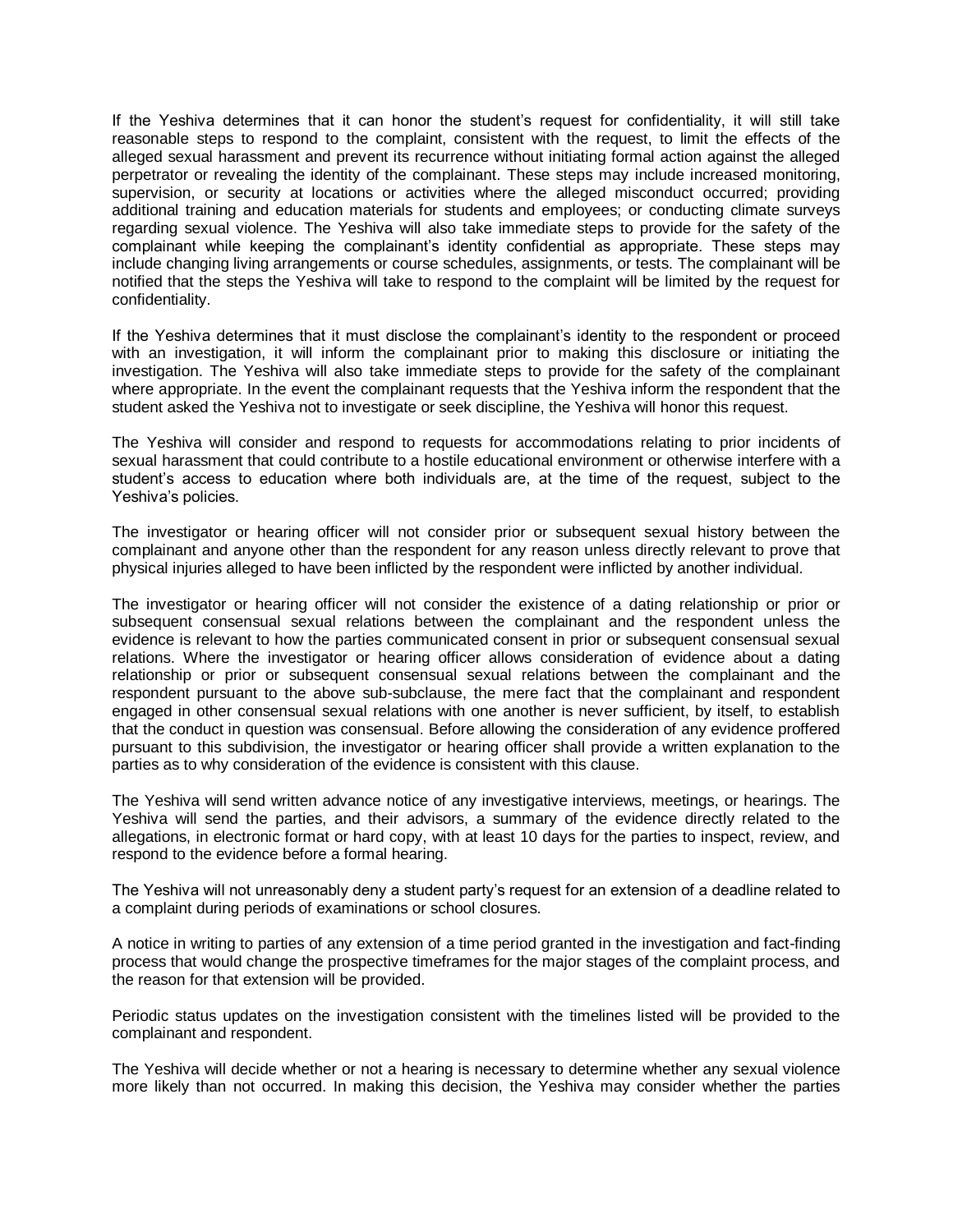If the Yeshiva determines that it can honor the student's request for confidentiality, it will still take reasonable steps to respond to the complaint, consistent with the request, to limit the effects of the alleged sexual harassment and prevent its recurrence without initiating formal action against the alleged perpetrator or revealing the identity of the complainant. These steps may include increased monitoring, supervision, or security at locations or activities where the alleged misconduct occurred; providing additional training and education materials for students and employees; or conducting climate surveys regarding sexual violence. The Yeshiva will also take immediate steps to provide for the safety of the complainant while keeping the complainant's identity confidential as appropriate. These steps may include changing living arrangements or course schedules, assignments, or tests. The complainant will be notified that the steps the Yeshiva will take to respond to the complaint will be limited by the request for confidentiality.

If the Yeshiva determines that it must disclose the complainant's identity to the respondent or proceed with an investigation, it will inform the complainant prior to making this disclosure or initiating the investigation. The Yeshiva will also take immediate steps to provide for the safety of the complainant where appropriate. In the event the complainant requests that the Yeshiva inform the respondent that the student asked the Yeshiva not to investigate or seek discipline, the Yeshiva will honor this request.

The Yeshiva will consider and respond to requests for accommodations relating to prior incidents of sexual harassment that could contribute to a hostile educational environment or otherwise interfere with a student's access to education where both individuals are, at the time of the request, subject to the Yeshiva's policies.

The investigator or hearing officer will not consider prior or subsequent sexual history between the complainant and anyone other than the respondent for any reason unless directly relevant to prove that physical injuries alleged to have been inflicted by the respondent were inflicted by another individual.

The investigator or hearing officer will not consider the existence of a dating relationship or prior or subsequent consensual sexual relations between the complainant and the respondent unless the evidence is relevant to how the parties communicated consent in prior or subsequent consensual sexual relations. Where the investigator or hearing officer allows consideration of evidence about a dating relationship or prior or subsequent consensual sexual relations between the complainant and the respondent pursuant to the above sub-subclause, the mere fact that the complainant and respondent engaged in other consensual sexual relations with one another is never sufficient, by itself, to establish that the conduct in question was consensual. Before allowing the consideration of any evidence proffered pursuant to this subdivision, the investigator or hearing officer shall provide a written explanation to the parties as to why consideration of the evidence is consistent with this clause.

The Yeshiva will send written advance notice of any investigative interviews, meetings, or hearings. The Yeshiva will send the parties, and their advisors, a summary of the evidence directly related to the allegations, in electronic format or hard copy, with at least 10 days for the parties to inspect, review, and respond to the evidence before a formal hearing.

The Yeshiva will not unreasonably deny a student party's request for an extension of a deadline related to a complaint during periods of examinations or school closures.

A notice in writing to parties of any extension of a time period granted in the investigation and fact-finding process that would change the prospective timeframes for the major stages of the complaint process, and the reason for that extension will be provided.

Periodic status updates on the investigation consistent with the timelines listed will be provided to the complainant and respondent.

The Yeshiva will decide whether or not a hearing is necessary to determine whether any sexual violence more likely than not occurred. In making this decision, the Yeshiva may consider whether the parties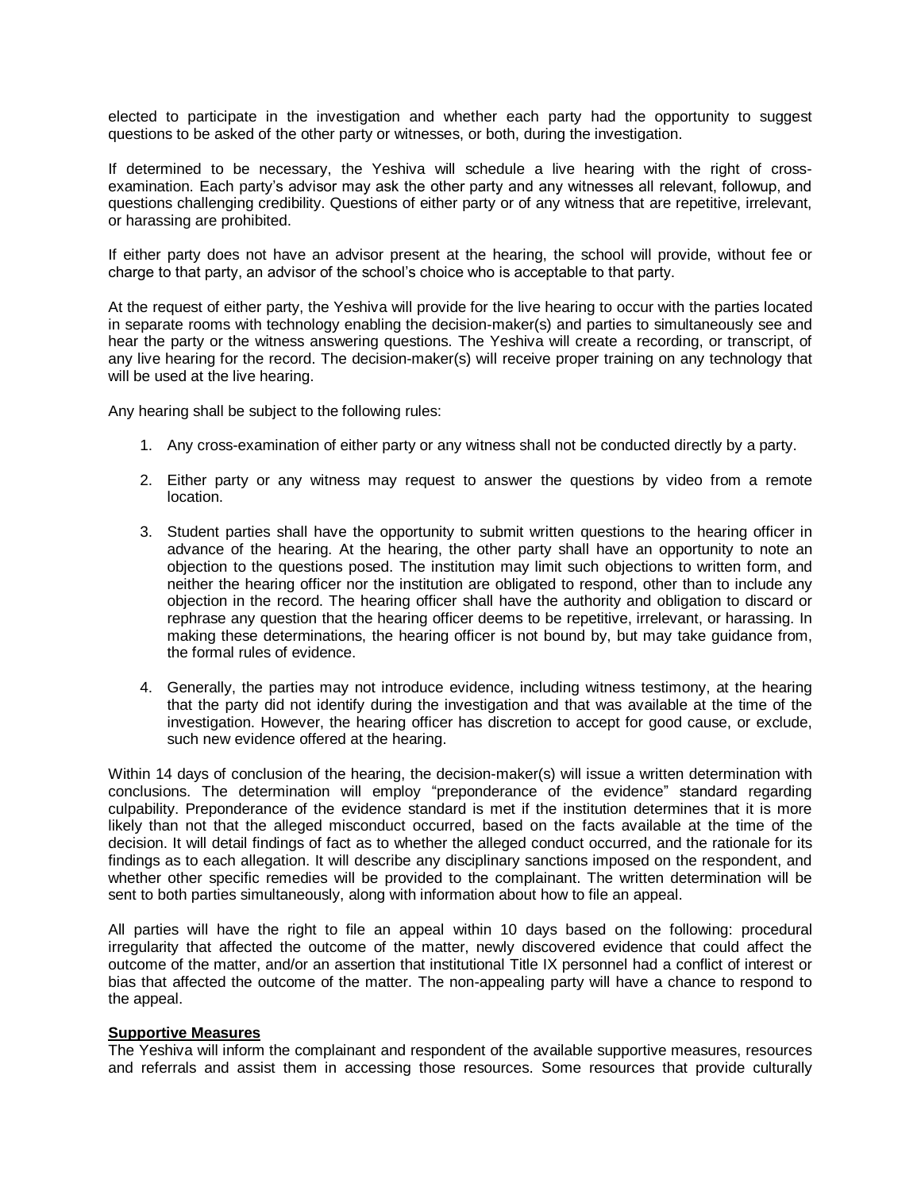elected to participate in the investigation and whether each party had the opportunity to suggest questions to be asked of the other party or witnesses, or both, during the investigation.

If determined to be necessary, the Yeshiva will schedule a live hearing with the right of cross-examination. Each party's advisor may ask the other party and any witnesses all relevant, followup, and questions challenging credibility. Questions of either party or of any witness that are repetitive, irrelevant, or harassing are prohibited.

If either party does not have an advisor present at the hearing, the school will provide, without fee or charge to that party, an advisor of the school's choice who is acceptable to that party.

At the request of either party, the Yeshiva will provide for the live hearing to occur with the parties located in separate rooms with technology enabling the decision-maker(s) and parties to simultaneously see and hear the party or the witness answering questions. The Yeshiva will create a recording, or transcript, of any live hearing for the record. The decision-maker(s) will receive proper training on any technology that will be used at the live hearing.

Any hearing shall be subject to the following rules:

1. Any cross-examination of either party or any witness shall not be conducted directly by a party.
2. Either party or any witness may request to answer the questions by video from a remote location.
3. Student parties shall have the opportunity to submit written questions to the hearing officer in advance of the hearing. At the hearing, the other party shall have an opportunity to note an objection to the questions posed. The institution may limit such objections to written form, and neither the hearing officer nor the institution are obligated to respond, other than to include any objection in the record. The hearing officer shall have the authority and obligation to discard or rephrase any question that the hearing officer deems to be repetitive, irrelevant, or harassing. In making these determinations, the hearing officer is not bound by, but may take guidance from, the formal rules of evidence.
4. Generally, the parties may not introduce evidence, including witness testimony, at the hearing that the party did not identify during the investigation and that was available at the time of the investigation. However, the hearing officer has discretion to accept for good cause, or exclude, such new evidence offered at the hearing.

Within 14 days of conclusion of the hearing, the decision-maker(s) will issue a written determination with conclusions. The determination will employ "preponderance of the evidence" standard regarding culpability. Preponderance of the evidence standard is met if the institution determines that it is more likely than not that the alleged misconduct occurred, based on the facts available at the time of the decision. It will detail findings of fact as to whether the alleged conduct occurred, and the rationale for its findings as to each allegation. It will describe any disciplinary sanctions imposed on the respondent, and whether other specific remedies will be provided to the complainant. The written determination will be sent to both parties simultaneously, along with information about how to file an appeal.

All parties will have the right to file an appeal within 10 days based on the following: procedural irregularity that affected the outcome of the matter, newly discovered evidence that could affect the outcome of the matter, and/or an assertion that institutional Title IX personnel had a conflict of interest or bias that affected the outcome of the matter. The non-appealing party will have a chance to respond to the appeal.

**Supportive Measures**

The Yeshiva will inform the complainant and respondent of the available supportive measures, resources and referrals and assist them in accessing those resources. Some resources that provide culturally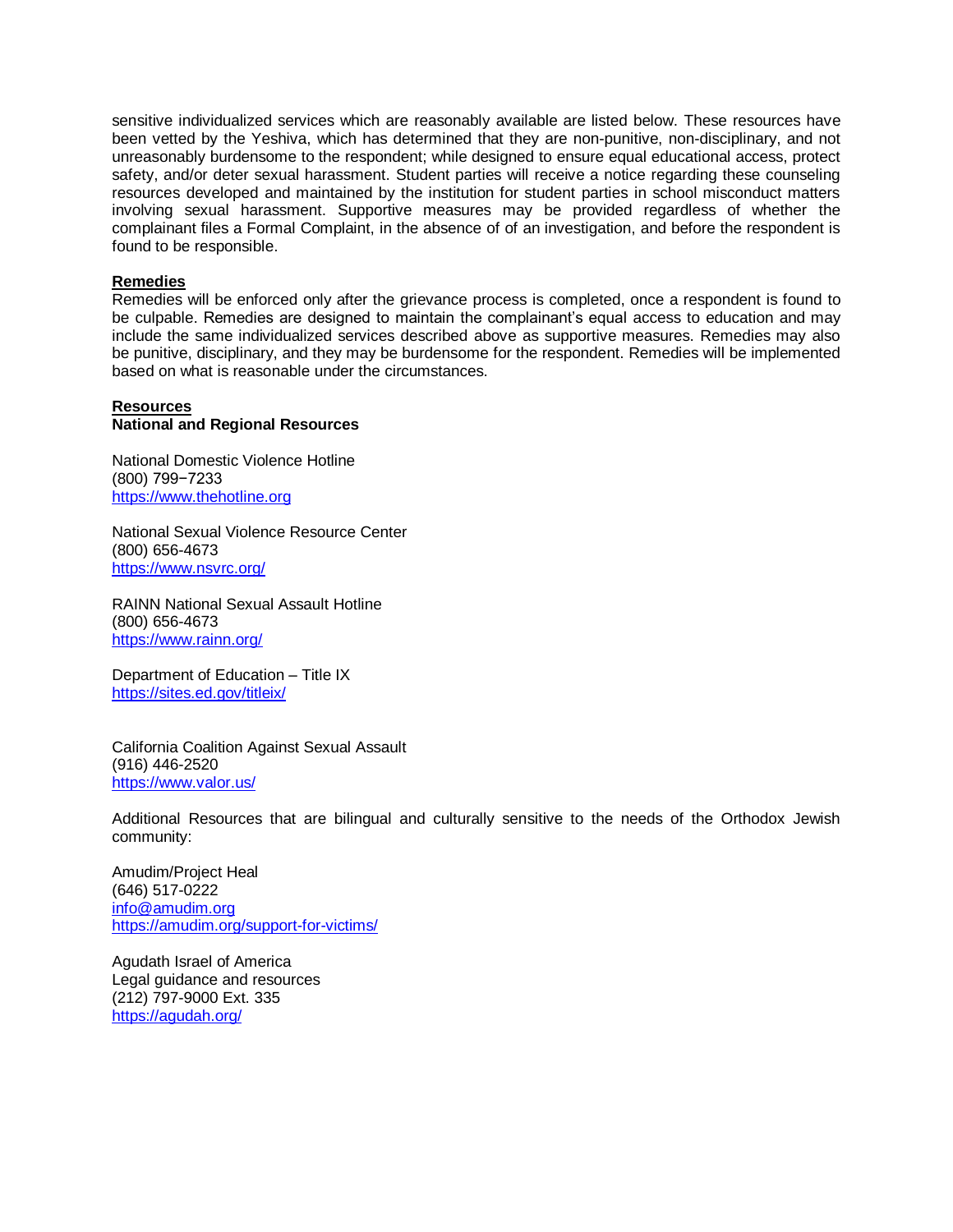sensitive individualized services which are reasonably available are listed below. These resources have been vetted by the Yeshiva, which has determined that they are non-punitive, non-disciplinary, and not unreasonably burdensome to the respondent; while designed to ensure equal educational access, protect safety, and/or deter sexual harassment. Student parties will receive a notice regarding these counseling resources developed and maintained by the institution for student parties in school misconduct matters involving sexual harassment. Supportive measures may be provided regardless of whether the complainant files a Formal Complaint, in the absence of of an investigation, and before the respondent is found to be responsible.

**Remedies**

Remedies will be enforced only after the grievance process is completed, once a respondent is found to be culpable. Remedies are designed to maintain the complainant's equal access to education and may include the same individualized services described above as supportive measures. Remedies may also be punitive, disciplinary, and they may be burdensome for the respondent. Remedies will be implemented based on what is reasonable under the circumstances.

**Resources**

**National and Regional Resources**

National Domestic Violence Hotline
(800) 799−7233
https://www.thehotline.org

National Sexual Violence Resource Center
(800) 656-4673
https://www.nsvrc.org/

RAINN National Sexual Assault Hotline
(800) 656-4673
https://www.rainn.org/

Department of Education – Title IX
https://sites.ed.gov/titleix/

California Coalition Against Sexual Assault
(916) 446-2520
https://www.valor.us/

Additional Resources that are bilingual and culturally sensitive to the needs of the Orthodox Jewish community:

Amudim/Project Heal
(646) 517-0222
info@amudim.org
https://amudim.org/support-for-victims/

Agudath Israel of America
Legal guidance and resources
(212) 797-9000 Ext. 335
https://agudah.org/